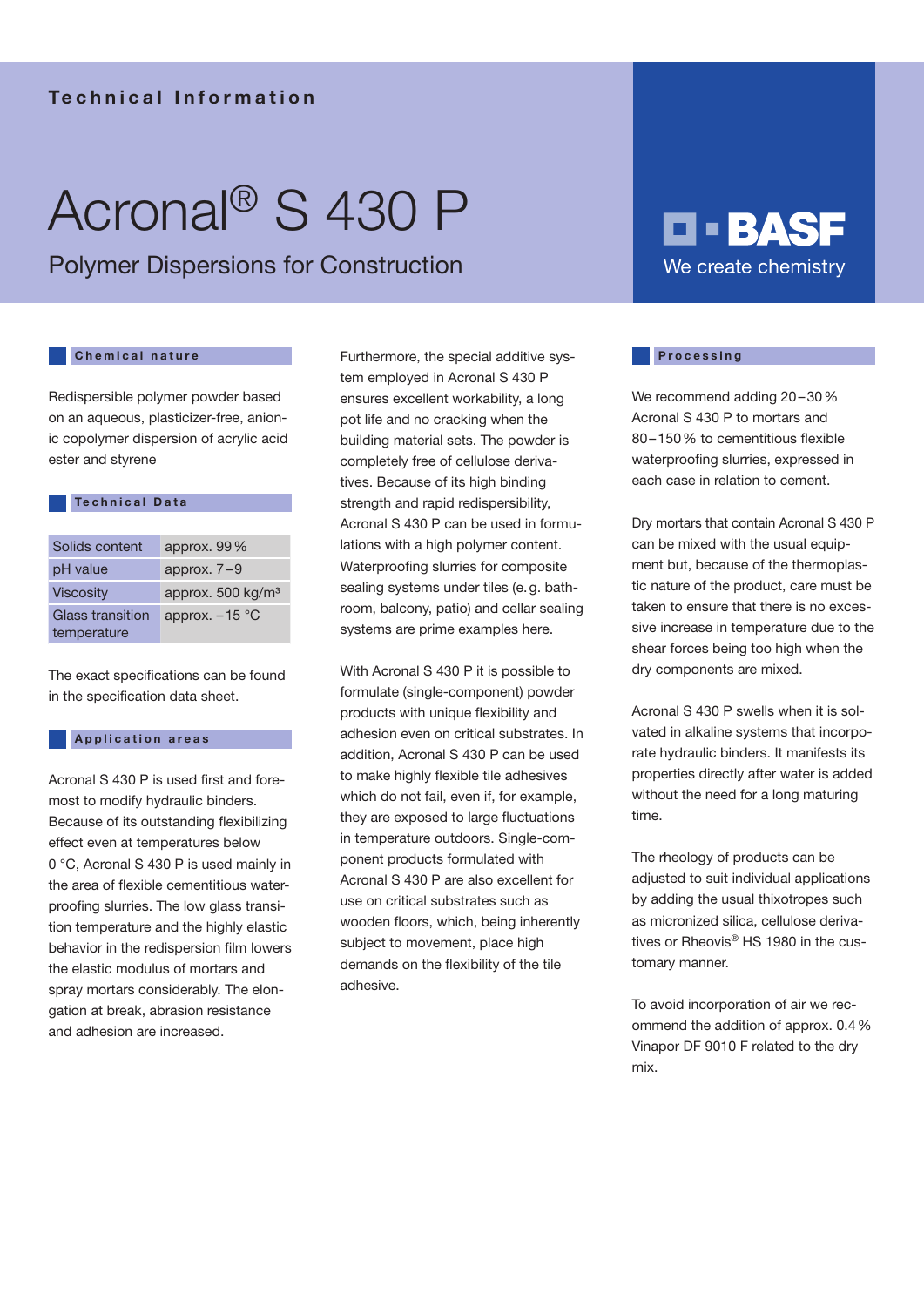Technical Information

# Acronal® S 430 P

Polymer Dispersions for Construction

BASF

We create chemistry

## Chemical nature

Redispersible polymer powder based on an aqueous, plasticizer-free, anionic copolymer dispersion of acrylic acid ester and styrene

## Technical Data

| | |
|---|---|
| Solids content | approx. 99 % |
| pH value | approx. 7–9 |
| Viscosity | approx. 500 kg/m³ |
| Glass transition temperature | approx. −15 °C |

The exact specifications can be found in the specification data sheet.

## Application areas

Acronal S 430 P is used first and foremost to modify hydraulic binders. Because of its outstanding flexibilizing effect even at temperatures below 0 °C, Acronal S 430 P is used mainly in the area of flexible cementitious waterproofing slurries. The low glass transition temperature and the highly elastic behavior in the redispersion film lowers the elastic modulus of mortars and spray mortars considerably. The elongation at break, abrasion resistance and adhesion are increased.

Furthermore, the special additive system employed in Acronal S 430 P ensures excellent workability, a long pot life and no cracking when the building material sets. The powder is completely free of cellulose derivatives. Because of its high binding strength and rapid redispersibility, Acronal S 430 P can be used in formulations with a high polymer content. Waterproofing slurries for composite sealing systems under tiles (e. g. bathroom, balcony, patio) and cellar sealing systems are prime examples here.

With Acronal S 430 P it is possible to formulate (single-component) powder products with unique flexibility and adhesion even on critical substrates. In addition, Acronal S 430 P can be used to make highly flexible tile adhesives which do not fail, even if, for example, they are exposed to large fluctuations in temperature outdoors. Single-component products formulated with Acronal S 430 P are also excellent for use on critical substrates such as wooden floors, which, being inherently subject to movement, place high demands on the flexibility of the tile adhesive.

## Processing

We recommend adding 20–30 % Acronal S 430 P to mortars and 80–150 % to cementitious flexible waterproofing slurries, expressed in each case in relation to cement.

Dry mortars that contain Acronal S 430 P can be mixed with the usual equipment but, because of the thermoplastic nature of the product, care must be taken to ensure that there is no excessive increase in temperature due to the shear forces being too high when the dry components are mixed.

Acronal S 430 P swells when it is solvated in alkaline systems that incorporate hydraulic binders. It manifests its properties directly after water is added without the need for a long maturing time.

The rheology of products can be adjusted to suit individual applications by adding the usual thixotropes such as micronized silica, cellulose derivatives or Rheovis® HS 1980 in the customary manner.

To avoid incorporation of air we recommend the addition of approx. 0.4 % Vinapor DF 9010 F related to the dry mix.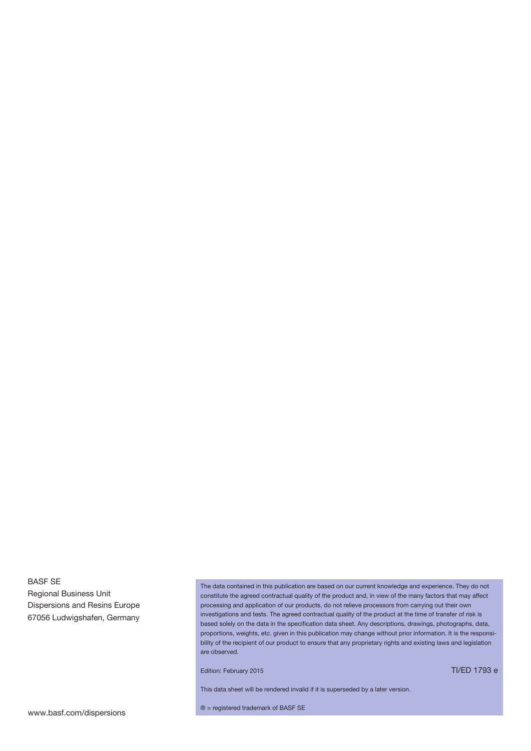BASF SE
Regional Business Unit
Dispersions and Resins Europe
67056 Ludwigshafen, Germany

www.basf.com/dispersions

The data contained in this publication are based on our current knowledge and experience. They do not constitute the agreed contractual quality of the product and, in view of the many factors that may affect processing and application of our products, do not relieve processors from carrying out their own investigations and tests. The agreed contractual quality of the product at the time of transfer of risk is based solely on the data in the specification data sheet. Any descriptions, drawings, photographs, data, proportions, weights, etc. given in this publication may change without prior information. It is the responsibility of the recipient of our product to ensure that any proprietary rights and existing laws and legislation are observed.

Edition: February 2015

TI/ED 1793 e

This data sheet will be rendered invalid if it is superseded by a later version.

® = registered trademark of BASF SE